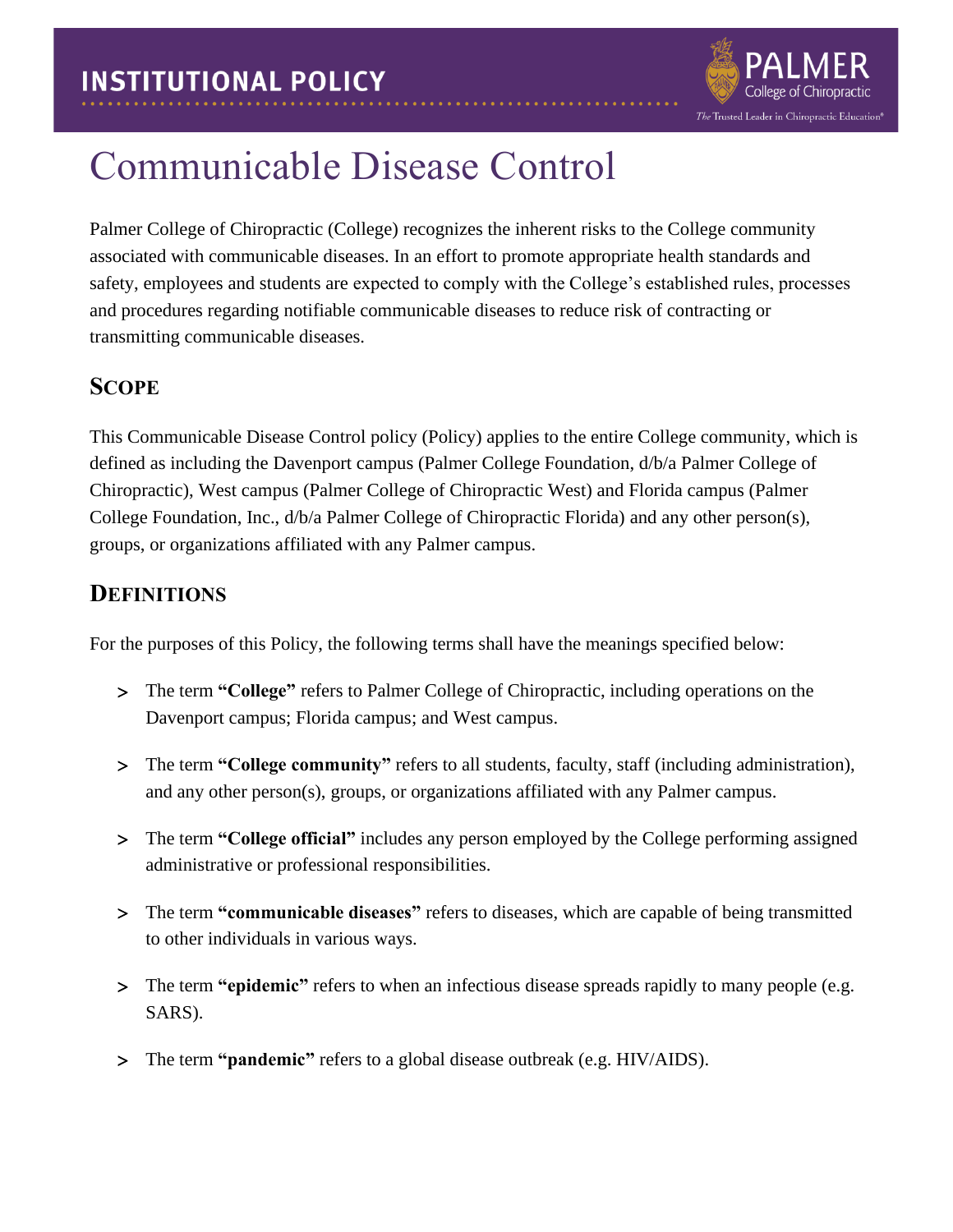INSTITUTIONAL POLICY

# Communicable Disease Control

Palmer College of Chiropractic (College) recognizes the inherent risks to the College community associated with communicable diseases. In an effort to promote appropriate health standards and safety, employees and students are expected to comply with the College's established rules, processes and procedures regarding notifiable communicable diseases to reduce risk of contracting or transmitting communicable diseases.

## SCOPE

This Communicable Disease Control policy (Policy) applies to the entire College community, which is defined as including the Davenport campus (Palmer College Foundation, d/b/a Palmer College of Chiropractic), West campus (Palmer College of Chiropractic West) and Florida campus (Palmer College Foundation, Inc., d/b/a Palmer College of Chiropractic Florida) and any other person(s), groups, or organizations affiliated with any Palmer campus.

## DEFINITIONS

For the purposes of this Policy, the following terms shall have the meanings specified below:

- The term **"College"** refers to Palmer College of Chiropractic, including operations on the Davenport campus; Florida campus; and West campus.
- The term **"College community"** refers to all students, faculty, staff (including administration), and any other person(s), groups, or organizations affiliated with any Palmer campus.
- The term **"College official"** includes any person employed by the College performing assigned administrative or professional responsibilities.
- The term **"communicable diseases"** refers to diseases, which are capable of being transmitted to other individuals in various ways.
- The term **"epidemic"** refers to when an infectious disease spreads rapidly to many people (e.g. SARS).
- The term **"pandemic"** refers to a global disease outbreak (e.g. HIV/AIDS).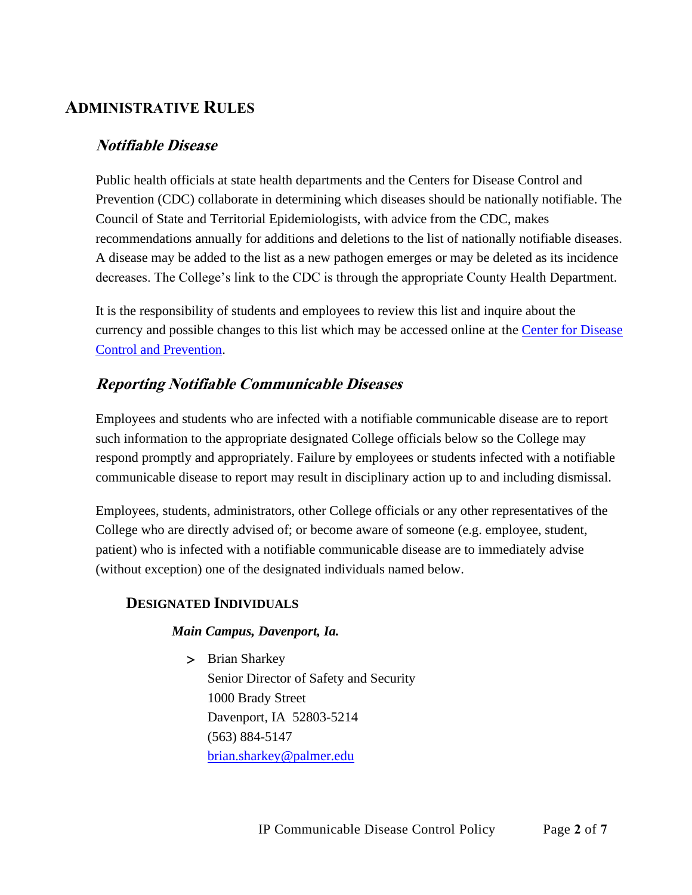# ADMINISTRATIVE RULES

## *Notifiable Disease*

Public health officials at state health departments and the Centers for Disease Control and Prevention (CDC) collaborate in determining which diseases should be nationally notifiable. The Council of State and Territorial Epidemiologists, with advice from the CDC, makes recommendations annually for additions and deletions to the list of nationally notifiable diseases. A disease may be added to the list as a new pathogen emerges or may be deleted as its incidence decreases. The College's link to the CDC is through the appropriate County Health Department.

It is the responsibility of students and employees to review this list and inquire about the currency and possible changes to this list which may be accessed online at the [Center for Disease Control and Prevention](#).

## *Reporting Notifiable Communicable Diseases*

Employees and students who are infected with a notifiable communicable disease are to report such information to the appropriate designated College officials below so the College may respond promptly and appropriately. Failure by employees or students infected with a notifiable communicable disease to report may result in disciplinary action up to and including dismissal.

Employees, students, administrators, other College officials or any other representatives of the College who are directly advised of; or become aware of someone (e.g. employee, student, patient) who is infected with a notifiable communicable disease are to immediately advise (without exception) one of the designated individuals named below.

### DESIGNATED INDIVIDUALS

***Main Campus, Davenport, Ia.***

- Brian Sharkey
  Senior Director of Safety and Security
  1000 Brady Street
  Davenport, IA 52803-5214
  (563) 884-5147
  [brian.sharkey@palmer.edu](mailto:brian.sharkey@palmer.edu)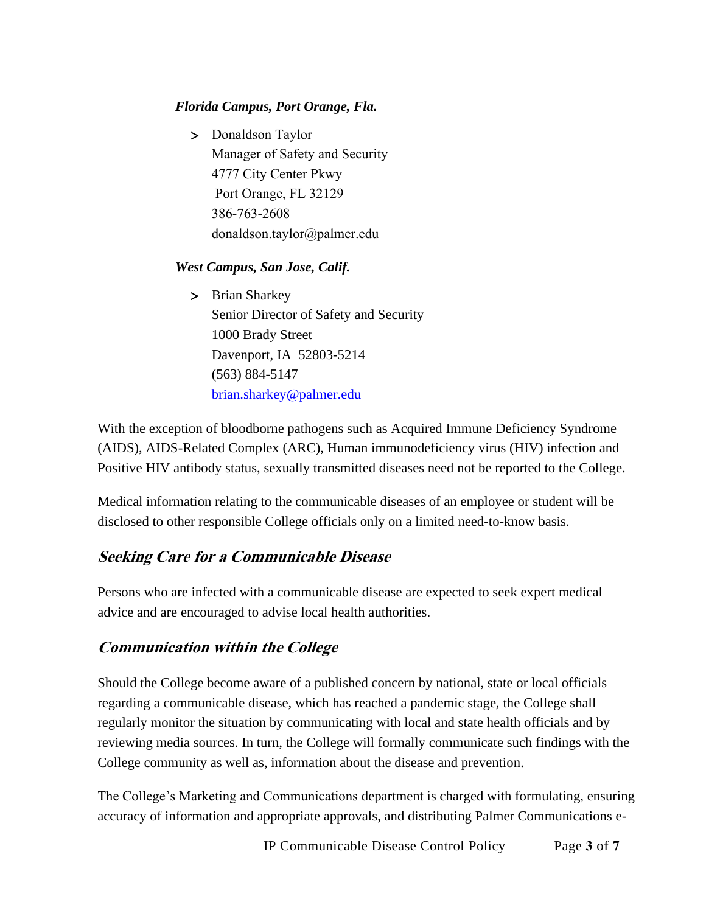***Florida Campus, Port Orange, Fla.***

> Donaldson Taylor
> Manager of Safety and Security
> 4777 City Center Pkwy
> Port Orange, FL 32129
> 386-763-2608
> donaldson.taylor@palmer.edu

***West Campus, San Jose, Calif.***

> Brian Sharkey
> Senior Director of Safety and Security
> 1000 Brady Street
> Davenport, IA 52803-5214
> (563) 884-5147
> brian.sharkey@palmer.edu

With the exception of bloodborne pathogens such as Acquired Immune Deficiency Syndrome (AIDS), AIDS-Related Complex (ARC), Human immunodeficiency virus (HIV) infection and Positive HIV antibody status, sexually transmitted diseases need not be reported to the College.

Medical information relating to the communicable diseases of an employee or student will be disclosed to other responsible College officials only on a limited need-to-know basis.

## *Seeking Care for a Communicable Disease*

Persons who are infected with a communicable disease are expected to seek expert medical advice and are encouraged to advise local health authorities.

## *Communication within the College*

Should the College become aware of a published concern by national, state or local officials regarding a communicable disease, which has reached a pandemic stage, the College shall regularly monitor the situation by communicating with local and state health officials and by reviewing media sources. In turn, the College will formally communicate such findings with the College community as well as, information about the disease and prevention.

The College's Marketing and Communications department is charged with formulating, ensuring accuracy of information and appropriate approvals, and distributing Palmer Communications e-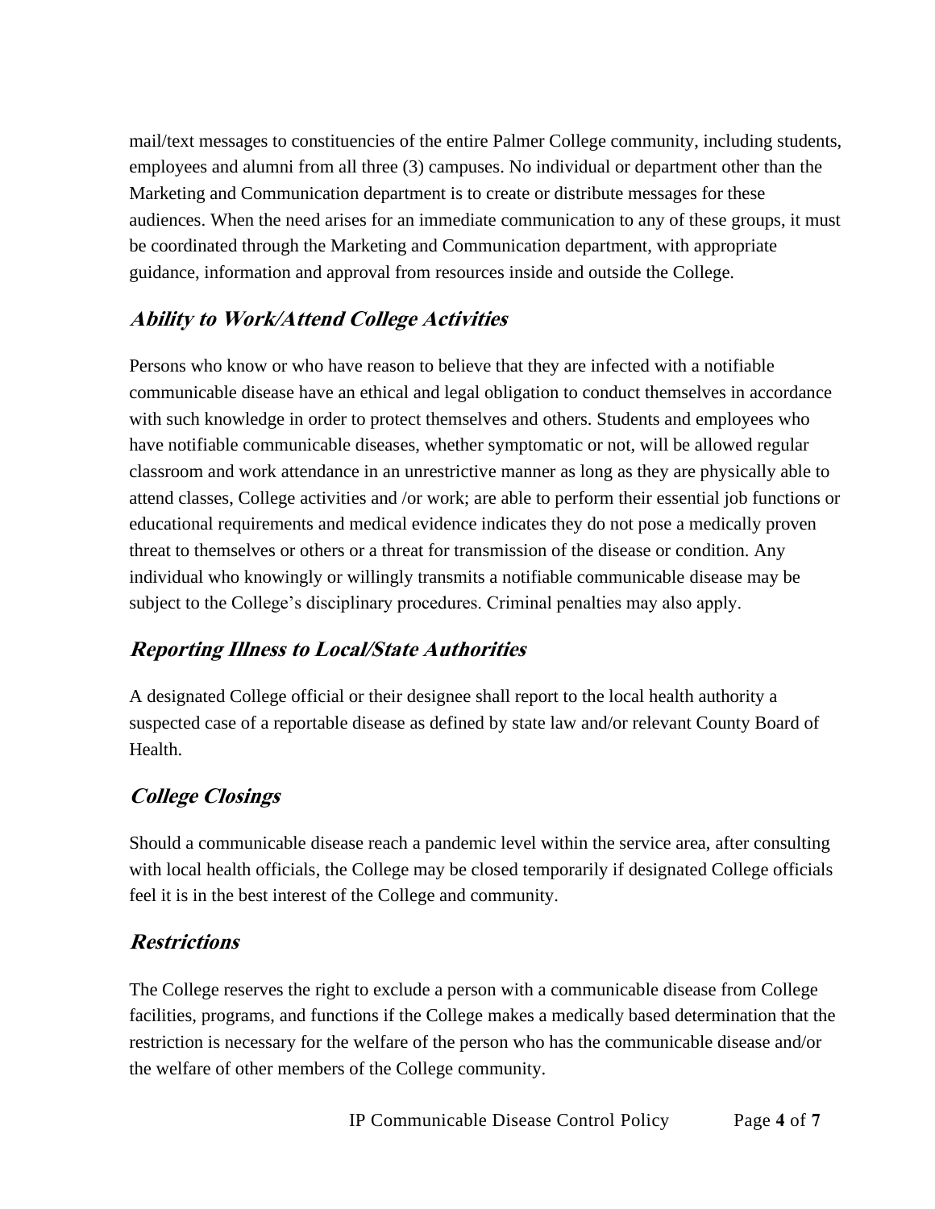mail/text messages to constituencies of the entire Palmer College community, including students, employees and alumni from all three (3) campuses. No individual or department other than the Marketing and Communication department is to create or distribute messages for these audiences. When the need arises for an immediate communication to any of these groups, it must be coordinated through the Marketing and Communication department, with appropriate guidance, information and approval from resources inside and outside the College.

## ***Ability to Work/Attend College Activities***

Persons who know or who have reason to believe that they are infected with a notifiable communicable disease have an ethical and legal obligation to conduct themselves in accordance with such knowledge in order to protect themselves and others. Students and employees who have notifiable communicable diseases, whether symptomatic or not, will be allowed regular classroom and work attendance in an unrestrictive manner as long as they are physically able to attend classes, College activities and /or work; are able to perform their essential job functions or educational requirements and medical evidence indicates they do not pose a medically proven threat to themselves or others or a threat for transmission of the disease or condition. Any individual who knowingly or willingly transmits a notifiable communicable disease may be subject to the College's disciplinary procedures. Criminal penalties may also apply.

## ***Reporting Illness to Local/State Authorities***

A designated College official or their designee shall report to the local health authority a suspected case of a reportable disease as defined by state law and/or relevant County Board of Health.

## ***College Closings***

Should a communicable disease reach a pandemic level within the service area, after consulting with local health officials, the College may be closed temporarily if designated College officials feel it is in the best interest of the College and community.

## ***Restrictions***

The College reserves the right to exclude a person with a communicable disease from College facilities, programs, and functions if the College makes a medically based determination that the restriction is necessary for the welfare of the person who has the communicable disease and/or the welfare of other members of the College community.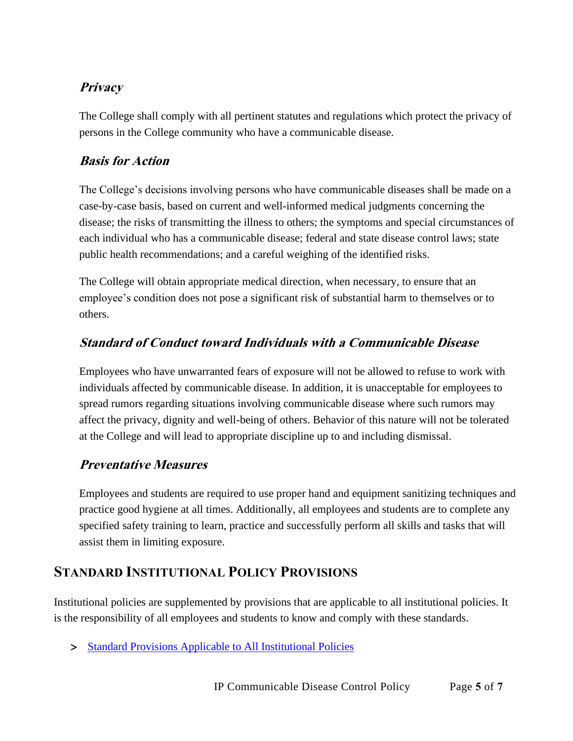### *Privacy*

The College shall comply with all pertinent statutes and regulations which protect the privacy of persons in the College community who have a communicable disease.

### *Basis for Action*

The College's decisions involving persons who have communicable diseases shall be made on a case-by-case basis, based on current and well-informed medical judgments concerning the disease; the risks of transmitting the illness to others; the symptoms and special circumstances of each individual who has a communicable disease; federal and state disease control laws; state public health recommendations; and a careful weighing of the identified risks.

The College will obtain appropriate medical direction, when necessary, to ensure that an employee's condition does not pose a significant risk of substantial harm to themselves or to others.

### *Standard of Conduct toward Individuals with a Communicable Disease*

Employees who have unwarranted fears of exposure will not be allowed to refuse to work with individuals affected by communicable disease. In addition, it is unacceptable for employees to spread rumors regarding situations involving communicable disease where such rumors may affect the privacy, dignity and well-being of others. Behavior of this nature will not be tolerated at the College and will lead to appropriate discipline up to and including dismissal.

### *Preventative Measures*

Employees and students are required to use proper hand and equipment sanitizing techniques and practice good hygiene at all times. Additionally, all employees and students are to complete any specified safety training to learn, practice and successfully perform all skills and tasks that will assist them in limiting exposure.

## STANDARD INSTITUTIONAL POLICY PROVISIONS

Institutional policies are supplemented by provisions that are applicable to all institutional policies. It is the responsibility of all employees and students to know and comply with these standards.

> Standard Provisions Applicable to All Institutional Policies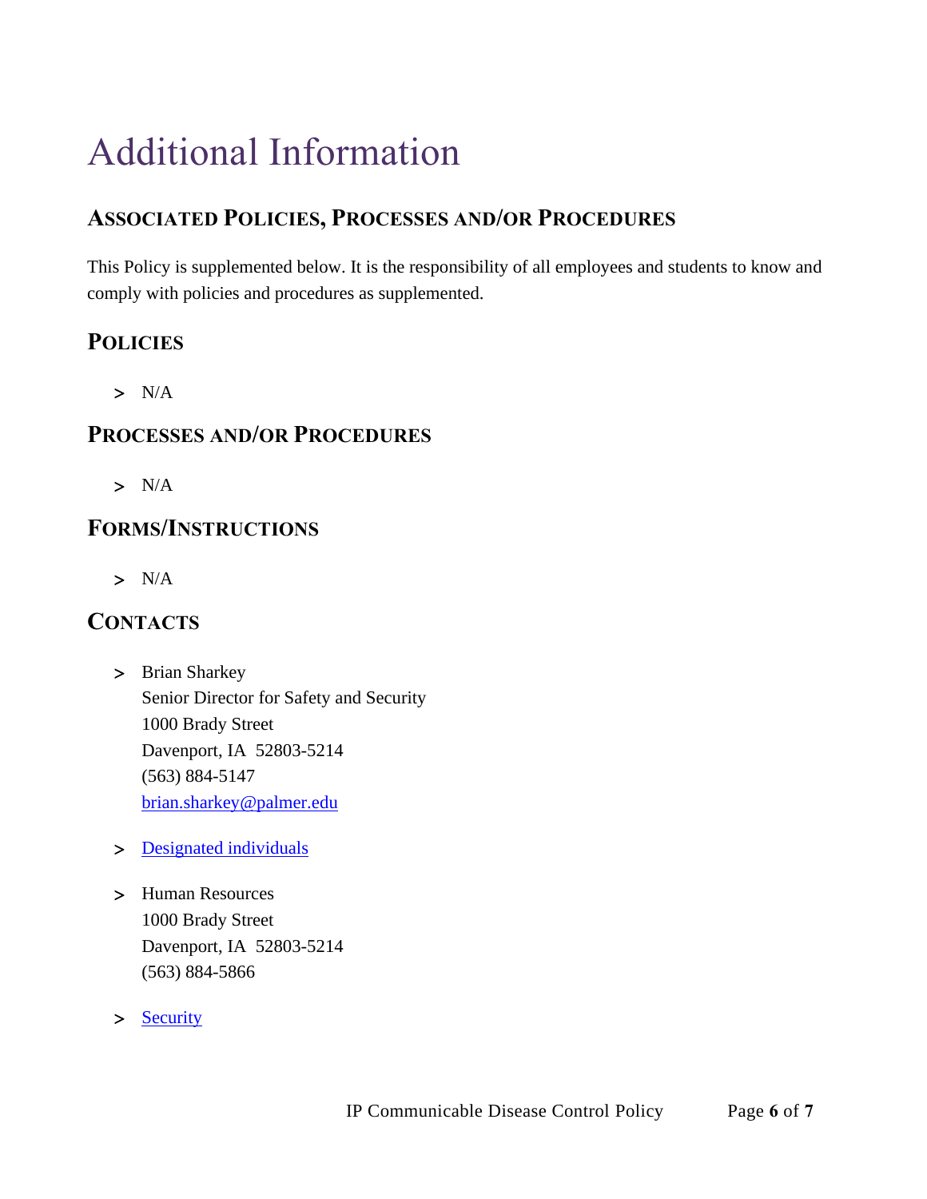# Additional Information

## Associated Policies, Processes and/or Procedures

This Policy is supplemented below. It is the responsibility of all employees and students to know and comply with policies and procedures as supplemented.

## Policies

- N/A

## Processes and/or Procedures

- N/A

## Forms/Instructions

- N/A

## Contacts

- Brian Sharkey
  Senior Director for Safety and Security
  1000 Brady Street
  Davenport, IA 52803-5214
  (563) 884-5147
  brian.sharkey@palmer.edu

- Designated individuals

- Human Resources
  1000 Brady Street
  Davenport, IA 52803-5214
  (563) 884-5866

- Security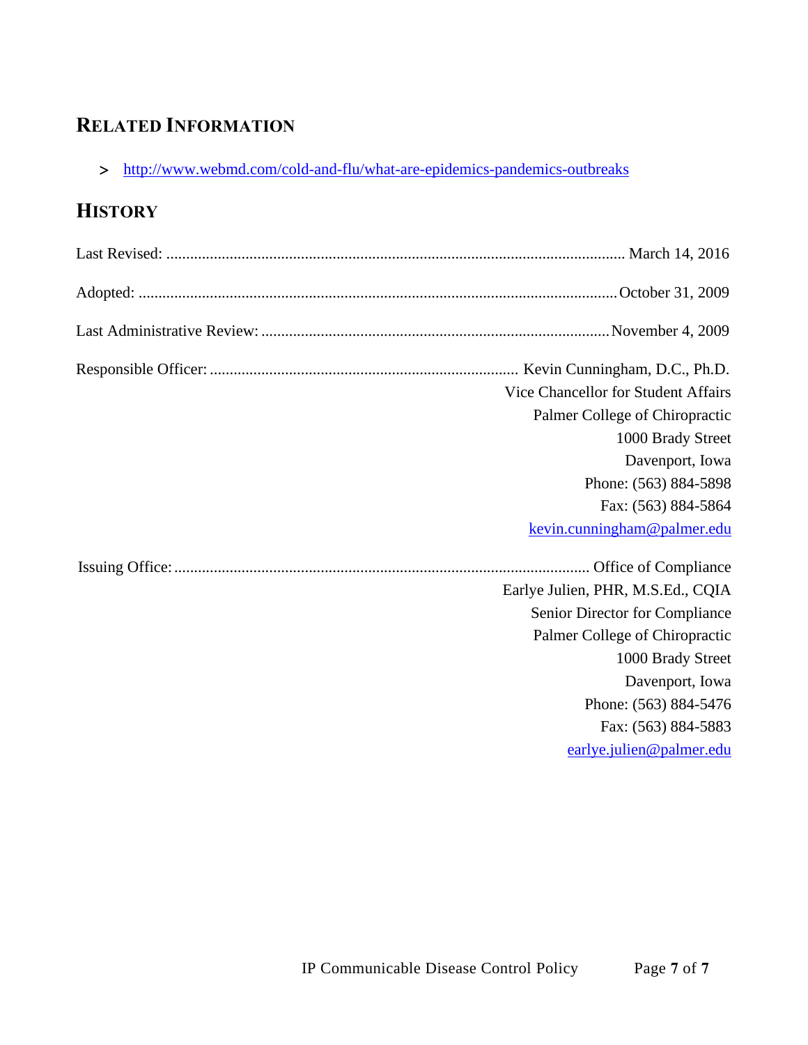## Related Information

- http://www.webmd.com/cold-and-flu/what-are-epidemics-pandemics-outbreaks

## History

Last Revised: .................................................................................................... March 14, 2016

Adopted: ........................................................................................................October 31, 2009

Last Administrative Review: ........................................................................November 4, 2009

Responsible Officer: .............................................................................. Kevin Cunningham, D.C., Ph.D.
Vice Chancellor for Student Affairs
Palmer College of Chiropractic
1000 Brady Street
Davenport, Iowa
Phone: (563) 884-5898
Fax: (563) 884-5864
kevin.cunningham@palmer.edu

Issuing Office: ........................................................................................................ Office of Compliance
Earlye Julien, PHR, M.S.Ed., CQIA
Senior Director for Compliance
Palmer College of Chiropractic
1000 Brady Street
Davenport, Iowa
Phone: (563) 884-5476
Fax: (563) 884-5883
earlye.julien@palmer.edu